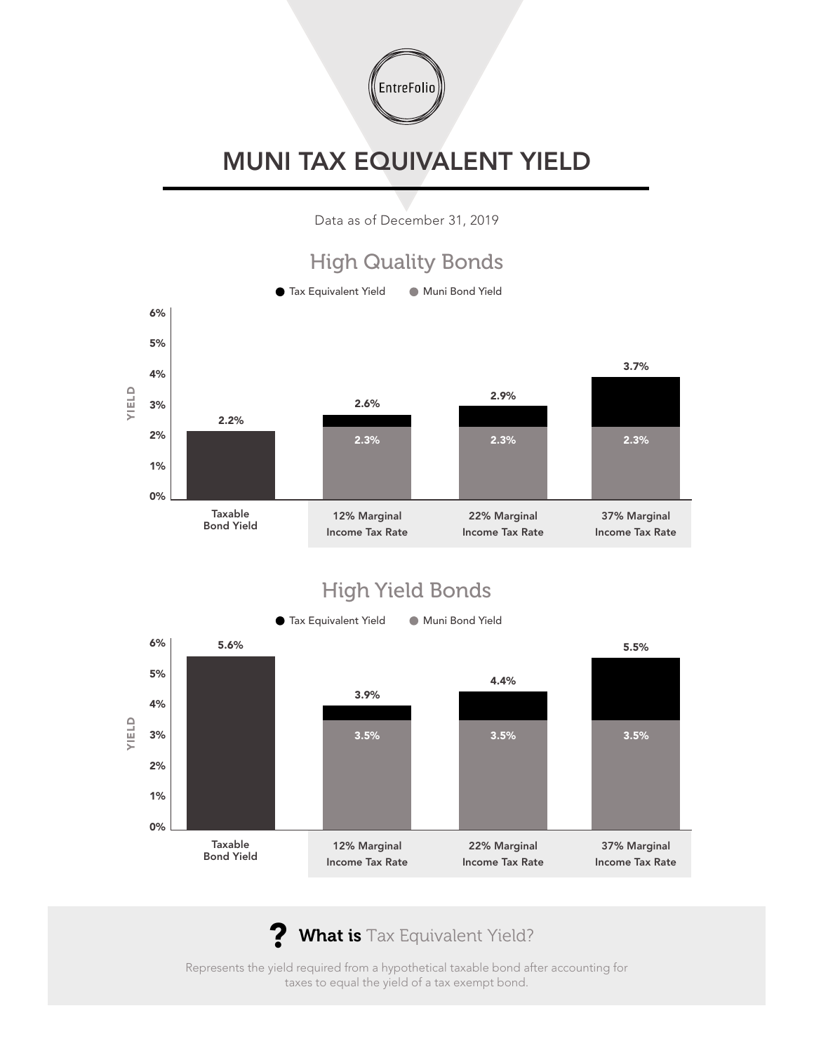EntreFolio

# MUNI TAX EQUIVALENT YIELD

Data as of December 31, 2019

## High Quality Bonds

● Tax Equivalent Yield ● Muni Bond Yield

| | Taxable Bond Yield | 12% Marginal Income Tax Rate | 22% Marginal Income Tax Rate | 37% Marginal Income Tax Rate |
|---|---|---|---|---|
| Tax Equivalent Yield | | 2.6% | 2.9% | 3.7% |
| Muni Bond Yield | | 2.3% | 2.3% | 2.3% |
| Taxable Bond Yield | 2.2% | | | |

## High Yield Bonds

● Tax Equivalent Yield ● Muni Bond Yield

| | Taxable Bond Yield | 12% Marginal Income Tax Rate | 22% Marginal Income Tax Rate | 37% Marginal Income Tax Rate |
|---|---|---|---|---|
| Tax Equivalent Yield | | 3.9% | 4.4% | 5.5% |
| Muni Bond Yield | | 3.5% | 3.5% | 3.5% |
| Taxable Bond Yield | 5.6% | | | |

### ? **What is** Tax Equivalent Yield?

Represents the yield required from a hypothetical taxable bond after accounting for taxes to equal the yield of a tax exempt bond.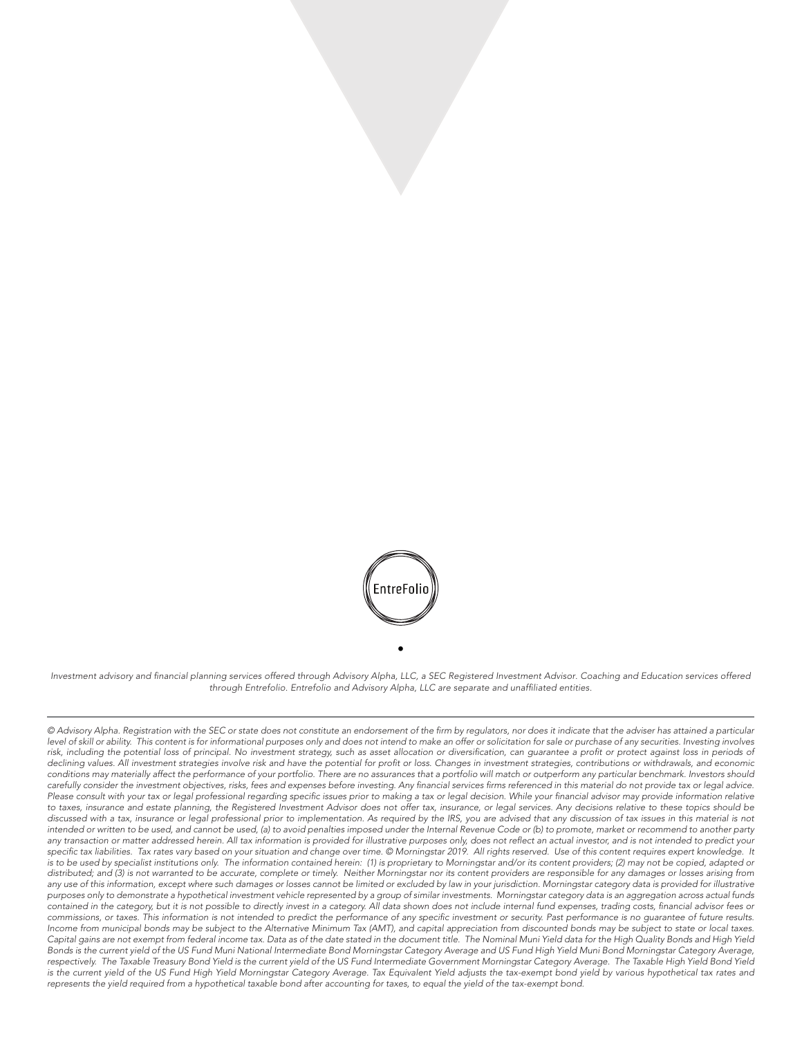EntreFolio

*Investment advisory and financial planning services offered through Advisory Alpha, LLC, a SEC Registered Investment Advisor. Coaching and Education services offered through Entrefolio. Entrefolio and Advisory Alpha, LLC are separate and unaffiliated entities.*

---

*© Advisory Alpha. Registration with the SEC or state does not constitute an endorsement of the firm by regulators, nor does it indicate that the adviser has attained a particular level of skill or ability. This content is for informational purposes only and does not intend to make an offer or solicitation for sale or purchase of any securities. Investing involves risk, including the potential loss of principal. No investment strategy, such as asset allocation or diversification, can guarantee a profit or protect against loss in periods of declining values. All investment strategies involve risk and have the potential for profit or loss. Changes in investment strategies, contributions or withdrawals, and economic conditions may materially affect the performance of your portfolio. There are no assurances that a portfolio will match or outperform any particular benchmark. Investors should carefully consider the investment objectives, risks, fees and expenses before investing. Any financial services firms referenced in this material do not provide tax or legal advice. Please consult with your tax or legal professional regarding specific issues prior to making a tax or legal decision. While your financial advisor may provide information relative to taxes, insurance and estate planning, the Registered Investment Advisor does not offer tax, insurance, or legal services. Any decisions relative to these topics should be discussed with a tax, insurance or legal professional prior to implementation. As required by the IRS, you are advised that any discussion of tax issues in this material is not intended or written to be used, and cannot be used, (a) to avoid penalties imposed under the Internal Revenue Code or (b) to promote, market or recommend to another party any transaction or matter addressed herein. All tax information is provided for illustrative purposes only, does not reflect an actual investor, and is not intended to predict your specific tax liabilities. Tax rates vary based on your situation and change over time. © Morningstar 2019. All rights reserved. Use of this content requires expert knowledge. It is to be used by specialist institutions only. The information contained herein: (1) is proprietary to Morningstar and/or its content providers; (2) may not be copied, adapted or distributed; and (3) is not warranted to be accurate, complete or timely. Neither Morningstar nor its content providers are responsible for any damages or losses arising from any use of this information, except where such damages or losses cannot be limited or excluded by law in your jurisdiction. Morningstar category data is provided for illustrative purposes only to demonstrate a hypothetical investment vehicle represented by a group of similar investments. Morningstar category data is an aggregation across actual funds contained in the category, but it is not possible to directly invest in a category. All data shown does not include internal fund expenses, trading costs, financial advisor fees or commissions, or taxes. This information is not intended to predict the performance of any specific investment or security. Past performance is no guarantee of future results. Income from municipal bonds may be subject to the Alternative Minimum Tax (AMT), and capital appreciation from discounted bonds may be subject to state or local taxes. Capital gains are not exempt from federal income tax. Data as of the date stated in the document title. The Nominal Muni Yield data for the High Quality Bonds and High Yield Bonds is the current yield of the US Fund Muni National Intermediate Bond Morningstar Category Average and US Fund High Yield Muni Bond Morningstar Category Average, respectively. The Taxable Treasury Bond Yield is the current yield of the US Fund Intermediate Government Morningstar Category Average. The Taxable High Yield Bond Yield is the current yield of the US Fund High Yield Morningstar Category Average. Tax Equivalent Yield adjusts the tax-exempt bond yield by various hypothetical tax rates and represents the yield required from a hypothetical taxable bond after accounting for taxes, to equal the yield of the tax-exempt bond.*